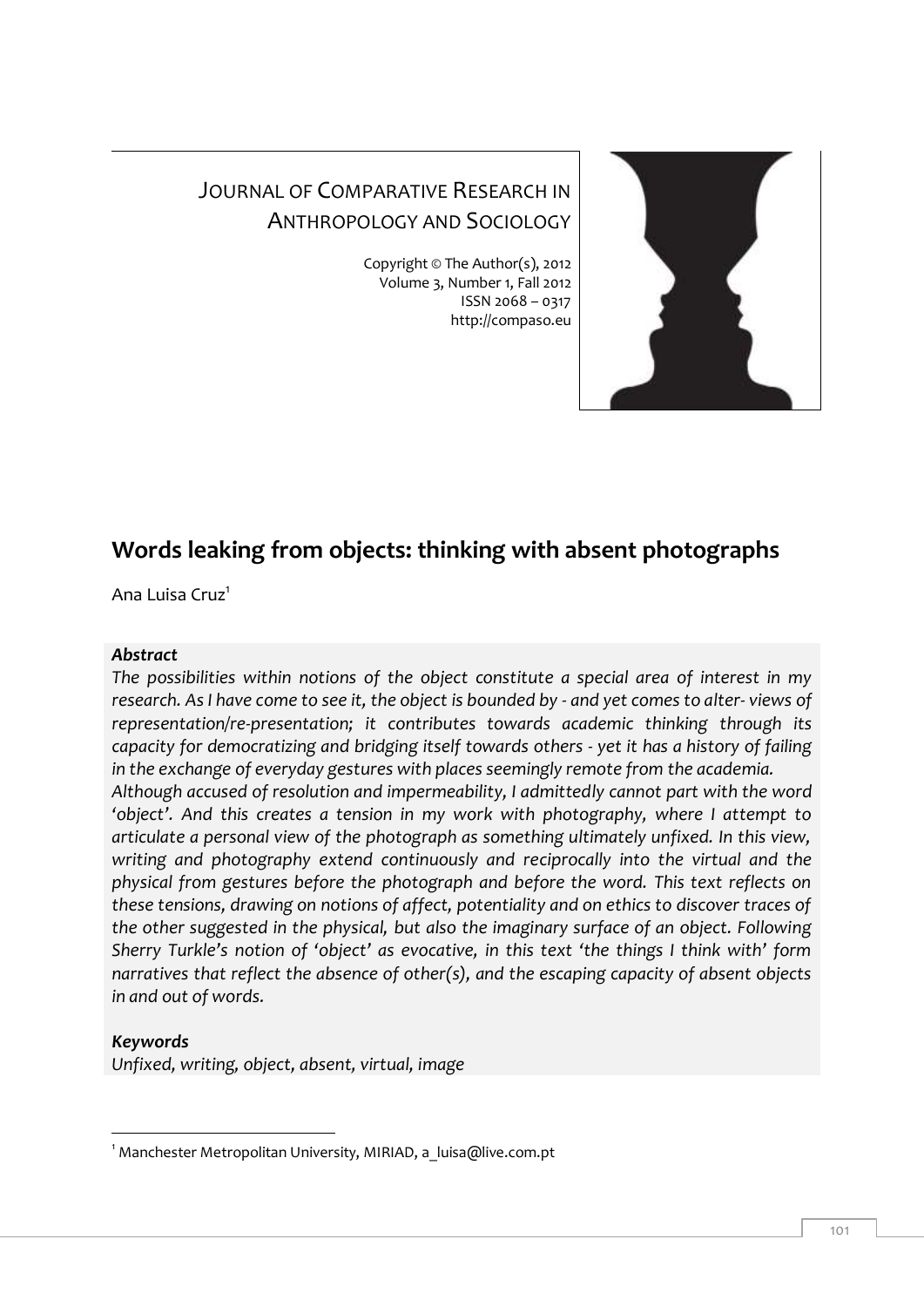JOURNAL OF COMPARATIVE RESEARCH IN ANTHROPOLOGY AND SOCIOLOGY

Copyright © The Author(s), 2012
Volume 3, Number 1, Fall 2012
ISSN 2068 – 0317
http://compaso.eu

# Words leaking from objects: thinking with absent photographs

Ana Luisa Cruz[1]

***Abstract***

*The possibilities within notions of the object constitute a special area of interest in my research. As I have come to see it, the object is bounded by - and yet comes to alter- views of representation/re-presentation; it contributes towards academic thinking through its capacity for democratizing and bridging itself towards others - yet it has a history of failing in the exchange of everyday gestures with places seemingly remote from the academia.*

*Although accused of resolution and impermeability, I admittedly cannot part with the word 'object'. And this creates a tension in my work with photography, where I attempt to articulate a personal view of the photograph as something ultimately unfixed. In this view, writing and photography extend continuously and reciprocally into the virtual and the physical from gestures before the photograph and before the word. This text reflects on these tensions, drawing on notions of affect, potentiality and on ethics to discover traces of the other suggested in the physical, but also the imaginary surface of an object. Following Sherry Turkle's notion of 'object' as evocative, in this text 'the things I think with' form narratives that reflect the absence of other(s), and the escaping capacity of absent objects in and out of words.*

***Keywords***

*Unfixed, writing, object, absent, virtual, image*

[1] Manchester Metropolitan University, MIRIAD, a_luisa@live.com.pt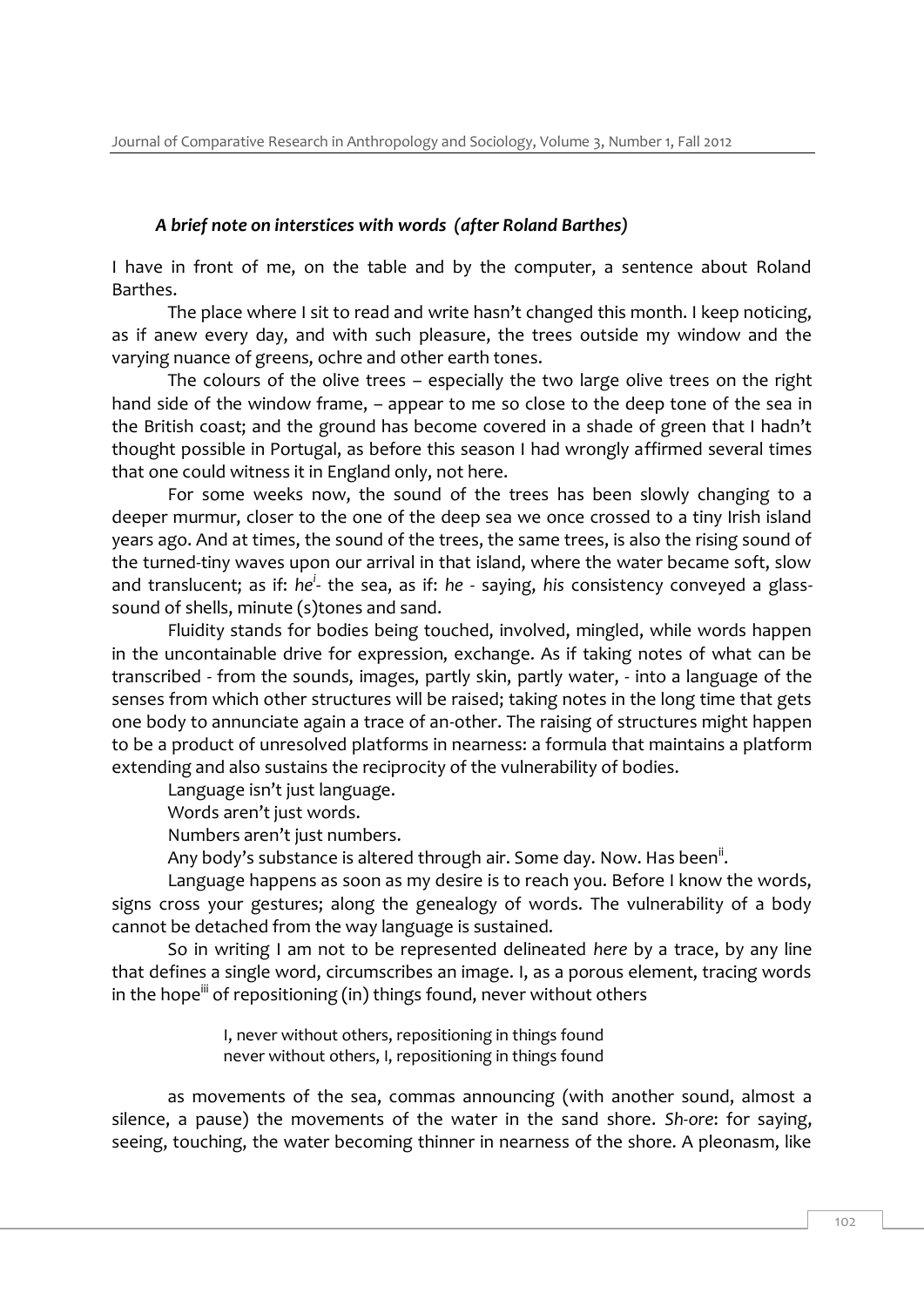### *A brief note on interstices with words (after Roland Barthes)*

I have in front of me, on the table and by the computer, a sentence about Roland Barthes.

The place where I sit to read and write hasn't changed this month. I keep noticing, as if anew every day, and with such pleasure, the trees outside my window and the varying nuance of greens, ochre and other earth tones.

The colours of the olive trees – especially the two large olive trees on the right hand side of the window frame, – appear to me so close to the deep tone of the sea in the British coast; and the ground has become covered in a shade of green that I hadn't thought possible in Portugal, as before this season I had wrongly affirmed several times that one could witness it in England only, not here.

For some weeks now, the sound of the trees has been slowly changing to a deeper murmur, closer to the one of the deep sea we once crossed to a tiny Irish island years ago. And at times, the sound of the trees, the same trees, is also the rising sound of the turned-tiny waves upon our arrival in that island, where the water became soft, slow and translucent; as if: *he*[i]- the sea, as if: *he* - saying, *his* consistency conveyed a glass-sound of shells, minute (s)tones and sand.

Fluidity stands for bodies being touched, involved, mingled, while words happen in the uncontainable drive for expression, exchange. As if taking notes of what can be transcribed - from the sounds, images, partly skin, partly water, - into a language of the senses from which other structures will be raised; taking notes in the long time that gets one body to annunciate again a trace of an-other. The raising of structures might happen to be a product of unresolved platforms in nearness: a formula that maintains a platform extending and also sustains the reciprocity of the vulnerability of bodies.

Language isn't just language.

Words aren't just words.

Numbers aren't just numbers.

Any body's substance is altered through air. Some day. Now. Has been[ii].

Language happens as soon as my desire is to reach you. Before I know the words, signs cross your gestures; along the genealogy of words. The vulnerability of a body cannot be detached from the way language is sustained.

So in writing I am not to be represented delineated *here* by a trace, by any line that defines a single word, circumscribes an image. I, as a porous element, tracing words in the hope[iii] of repositioning (in) things found, never without others

> I, never without others, repositioning in things found
> never without others, I, repositioning in things found

as movements of the sea, commas announcing (with another sound, almost a silence, a pause) the movements of the water in the sand shore. *Sh-ore*: for saying, seeing, touching, the water becoming thinner in nearness of the shore. A pleonasm, like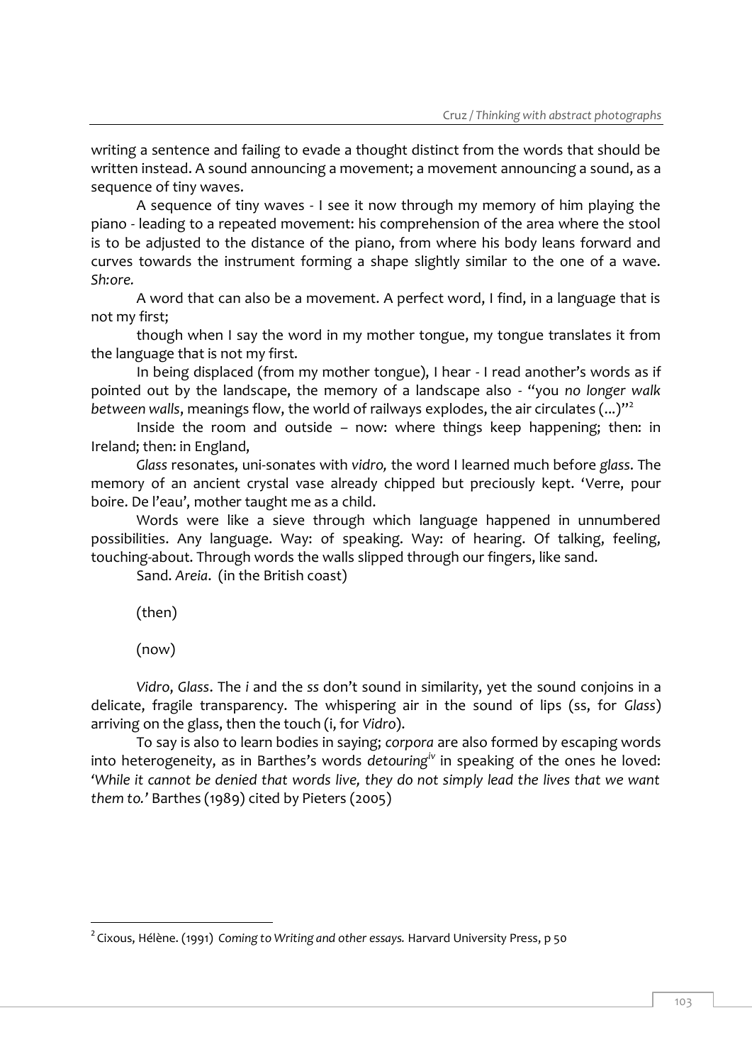writing a sentence and failing to evade a thought distinct from the words that should be written instead. A sound announcing a movement; a movement announcing a sound, as a sequence of tiny waves.

A sequence of tiny waves - I see it now through my memory of him playing the piano - leading to a repeated movement: his comprehension of the area where the stool is to be adjusted to the distance of the piano, from where his body leans forward and curves towards the instrument forming a shape slightly similar to the one of a wave. *Sh:ore.*

A word that can also be a movement. A perfect word, I find, in a language that is not my first;

though when I say the word in my mother tongue, my tongue translates it from the language that is not my first.

In being displaced (from my mother tongue), I hear - I read another's words as if pointed out by the landscape, the memory of a landscape also - "you *no longer walk between walls*, meanings flow, the world of railways explodes, the air circulates (...)"[2]

Inside the room and outside – now: where things keep happening; then: in Ireland; then: in England,

*Glass* resonates, uni-sonates with *vidro,* the word I learned much before *glass*. The memory of an ancient crystal vase already chipped but preciously kept. 'Verre, pour boire. De l'eau', mother taught me as a child.

Words were like a sieve through which language happened in unnumbered possibilities. Any language. Way: of speaking. Way: of hearing. Of talking, feeling, touching-about. Through words the walls slipped through our fingers, like sand.

Sand. *Areia*. (in the British coast)

(then)

(now)

*Vidro*, *Glass*. The *i* and the *ss* don't sound in similarity, yet the sound conjoins in a delicate, fragile transparency. The whispering air in the sound of lips (ss, for *Glass*) arriving on the glass, then the touch (i, for *Vidro*).

To say is also to learn bodies in saying; *corpora* are also formed by escaping words into heterogeneity, as in Barthes's words *detouring*[iv] in speaking of the ones he loved: '*While it cannot be denied that words live, they do not simply lead the lives that we want them to.*' Barthes (1989) cited by Pieters (2005)

---

[2] Cixous, Hélène. (1991) *Coming to Writing and other essays.* Harvard University Press, p 50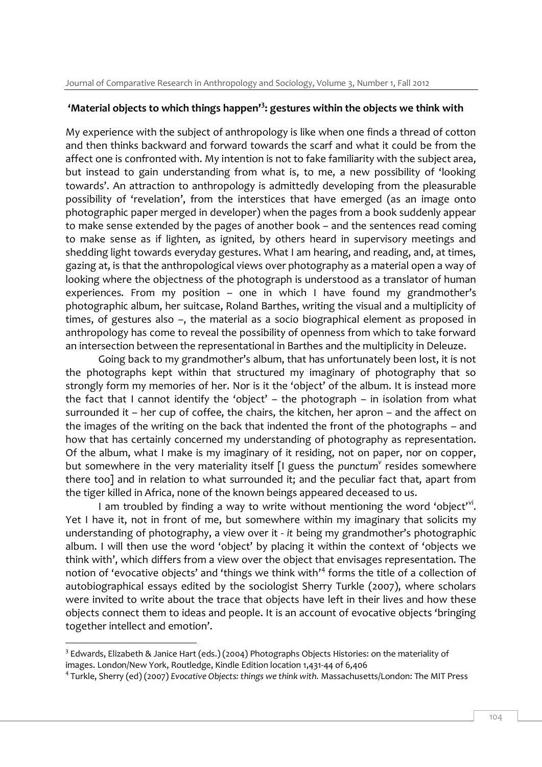## 'Material objects to which things happen'[3]: gestures within the objects we think with

My experience with the subject of anthropology is like when one finds a thread of cotton and then thinks backward and forward towards the scarf and what it could be from the affect one is confronted with. My intention is not to fake familiarity with the subject area, but instead to gain understanding from what is, to me, a new possibility of 'looking towards'. An attraction to anthropology is admittedly developing from the pleasurable possibility of 'revelation', from the interstices that have emerged (as an image onto photographic paper merged in developer) when the pages from a book suddenly appear to make sense extended by the pages of another book – and the sentences read coming to make sense as if lighten, as ignited, by others heard in supervisory meetings and shedding light towards everyday gestures. What I am hearing, and reading, and, at times, gazing at, is that the anthropological views over photography as a material open a way of looking where the objectness of the photograph is understood as a translator of human experiences. From my position – one in which I have found my grandmother's photographic album, her suitcase, Roland Barthes, writing the visual and a multiplicity of times, of gestures also –, the material as a socio biographical element as proposed in anthropology has come to reveal the possibility of openness from which to take forward an intersection between the representational in Barthes and the multiplicity in Deleuze.

Going back to my grandmother's album, that has unfortunately been lost, it is not the photographs kept within that structured my imaginary of photography that so strongly form my memories of her. Nor is it the 'object' of the album. It is instead more the fact that I cannot identify the 'object' – the photograph – in isolation from what surrounded it – her cup of coffee, the chairs, the kitchen, her apron – and the affect on the images of the writing on the back that indented the front of the photographs – and how that has certainly concerned my understanding of photography as representation. Of the album, what I make is my imaginary of it residing, not on paper, nor on copper, but somewhere in the very materiality itself [I guess the *punctum*[v] resides somewhere there too] and in relation to what surrounded it; and the peculiar fact that, apart from the tiger killed in Africa, none of the known beings appeared deceased to us.

I am troubled by finding a way to write without mentioning the word 'object'[vi]. Yet I have it, not in front of me, but somewhere within my imaginary that solicits my understanding of photography, a view over it - *it* being my grandmother's photographic album. I will then use the word 'object' by placing it within the context of 'objects we think with', which differs from a view over the object that envisages representation. The notion of 'evocative objects' and 'things we think with'[4] forms the title of a collection of autobiographical essays edited by the sociologist Sherry Turkle (2007), where scholars were invited to write about the trace that objects have left in their lives and how these objects connect them to ideas and people. It is an account of evocative objects 'bringing together intellect and emotion'.

---

[3] Edwards, Elizabeth & Janice Hart (eds.) (2004) Photographs Objects Histories: on the materiality of images. London/New York, Routledge, Kindle Edition location 1,431-44 of 6,406

[4] Turkle, Sherry (ed) (2007) *Evocative Objects: things we think with.* Massachusetts/London: The MIT Press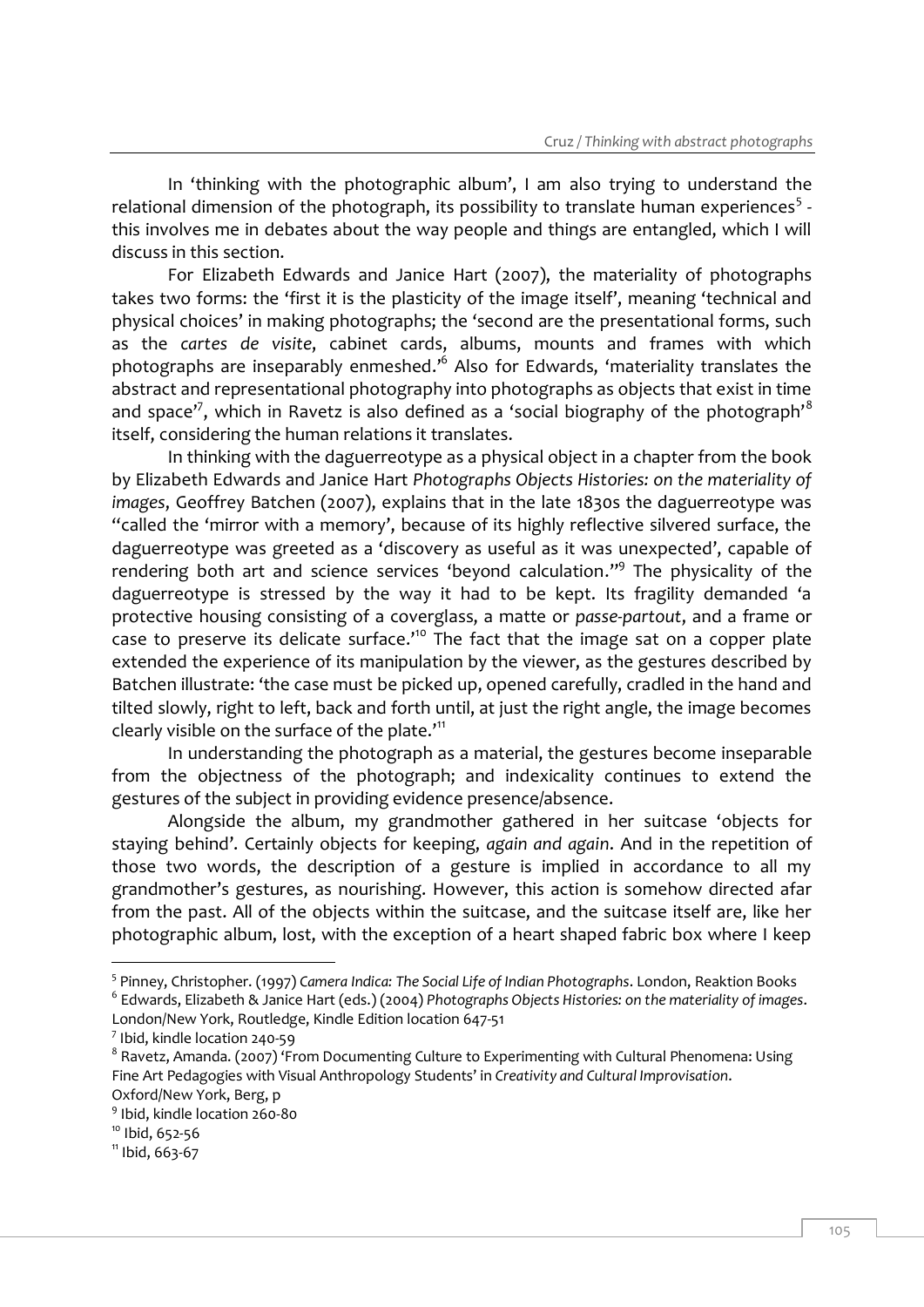In 'thinking with the photographic album', I am also trying to understand the relational dimension of the photograph, its possibility to translate human experiences[5] - this involves me in debates about the way people and things are entangled, which I will discuss in this section.

For Elizabeth Edwards and Janice Hart (2007), the materiality of photographs takes two forms: the 'first it is the plasticity of the image itself', meaning 'technical and physical choices' in making photographs; the 'second are the presentational forms, such as the *cartes de visite*, cabinet cards, albums, mounts and frames with which photographs are inseparably enmeshed.'[6] Also for Edwards, 'materiality translates the abstract and representational photography into photographs as objects that exist in time and space'[7], which in Ravetz is also defined as a 'social biography of the photograph'[8] itself, considering the human relations it translates.

In thinking with the daguerreotype as a physical object in a chapter from the book by Elizabeth Edwards and Janice Hart *Photographs Objects Histories: on the materiality of images*, Geoffrey Batchen (2007), explains that in the late 1830s the daguerreotype was "called the 'mirror with a memory', because of its highly reflective silvered surface, the daguerreotype was greeted as a 'discovery as useful as it was unexpected', capable of rendering both art and science services 'beyond calculation."[9] The physicality of the daguerreotype is stressed by the way it had to be kept. Its fragility demanded 'a protective housing consisting of a coverglass, a matte or *passe-partout*, and a frame or case to preserve its delicate surface.'[10] The fact that the image sat on a copper plate extended the experience of its manipulation by the viewer, as the gestures described by Batchen illustrate: 'the case must be picked up, opened carefully, cradled in the hand and tilted slowly, right to left, back and forth until, at just the right angle, the image becomes clearly visible on the surface of the plate.'[11]

In understanding the photograph as a material, the gestures become inseparable from the objectness of the photograph; and indexicality continues to extend the gestures of the subject in providing evidence presence/absence.

Alongside the album, my grandmother gathered in her suitcase 'objects for staying behind'. Certainly objects for keeping, *again and again*. And in the repetition of those two words, the description of a gesture is implied in accordance to all my grandmother's gestures, as nourishing. However, this action is somehow directed afar from the past. All of the objects within the suitcase, and the suitcase itself are, like her photographic album, lost, with the exception of a heart shaped fabric box where I keep

---

[5] Pinney, Christopher. (1997) *Camera Indica: The Social Life of Indian Photographs*. London, Reaktion Books

[6] Edwards, Elizabeth & Janice Hart (eds.) (2004) *Photographs Objects Histories: on the materiality of images*. London/New York, Routledge, Kindle Edition location 647-51

[7] Ibid, kindle location 240-59

[8] Ravetz, Amanda. (2007) 'From Documenting Culture to Experimenting with Cultural Phenomena: Using Fine Art Pedagogies with Visual Anthropology Students' in *Creativity and Cultural Improvisation*. Oxford/New York, Berg, p

[9] Ibid, kindle location 260-80

[10] Ibid, 652-56

[11] Ibid, 663-67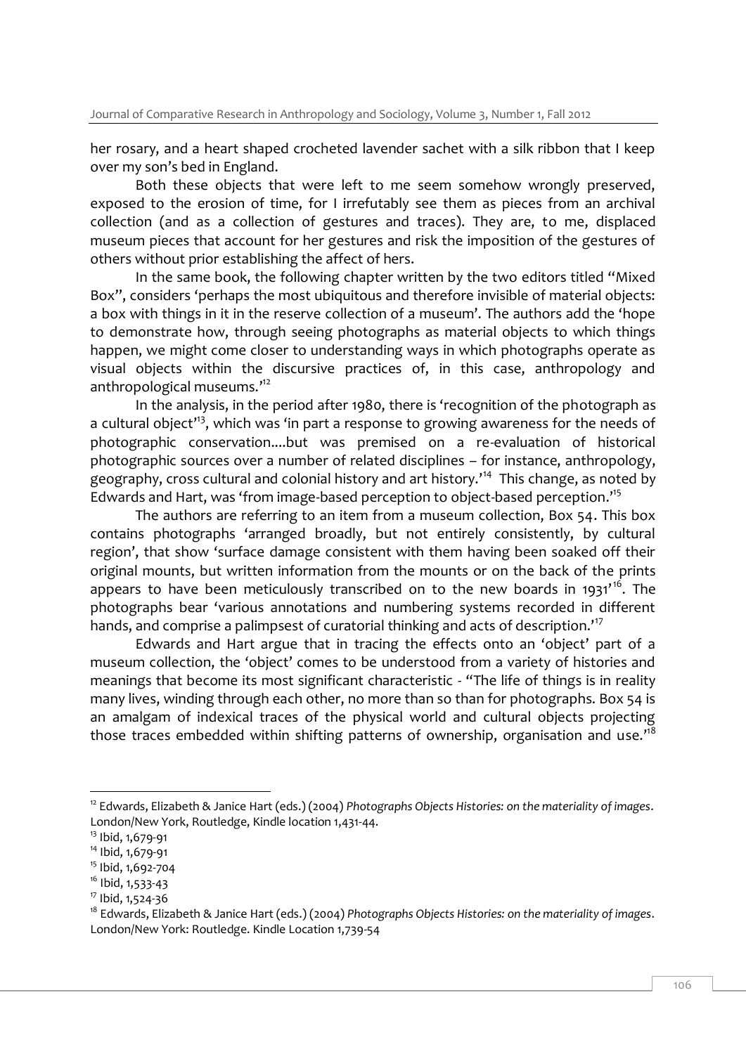her rosary, and a heart shaped crocheted lavender sachet with a silk ribbon that I keep over my son's bed in England.

Both these objects that were left to me seem somehow wrongly preserved, exposed to the erosion of time, for I irrefutably see them as pieces from an archival collection (and as a collection of gestures and traces). They are, to me, displaced museum pieces that account for her gestures and risk the imposition of the gestures of others without prior establishing the affect of hers.

In the same book, the following chapter written by the two editors titled "Mixed Box", considers 'perhaps the most ubiquitous and therefore invisible of material objects: a box with things in it in the reserve collection of a museum'. The authors add the 'hope to demonstrate how, through seeing photographs as material objects to which things happen, we might come closer to understanding ways in which photographs operate as visual objects within the discursive practices of, in this case, anthropology and anthropological museums.'[12]

In the analysis, in the period after 1980, there is 'recognition of the photograph as a cultural object'[13], which was 'in part a response to growing awareness for the needs of photographic conservation....but was premised on a re-evaluation of historical photographic sources over a number of related disciplines – for instance, anthropology, geography, cross cultural and colonial history and art history.'[14] This change, as noted by Edwards and Hart, was 'from image-based perception to object-based perception.'[15]

The authors are referring to an item from a museum collection, Box 54. This box contains photographs 'arranged broadly, but not entirely consistently, by cultural region', that show 'surface damage consistent with them having been soaked off their original mounts, but written information from the mounts or on the back of the prints appears to have been meticulously transcribed on to the new boards in 1931'[16]. The photographs bear 'various annotations and numbering systems recorded in different hands, and comprise a palimpsest of curatorial thinking and acts of description.'[17]

Edwards and Hart argue that in tracing the effects onto an 'object' part of a museum collection, the 'object' comes to be understood from a variety of histories and meanings that become its most significant characteristic - "The life of things is in reality many lives, winding through each other, no more than so than for photographs. Box 54 is an amalgam of indexical traces of the physical world and cultural objects projecting those traces embedded within shifting patterns of ownership, organisation and use."[18]

---

[12] Edwards, Elizabeth & Janice Hart (eds.) (2004) *Photographs Objects Histories: on the materiality of images*. London/New York, Routledge, Kindle location 1,431-44.

[13] Ibid, 1,679-91

[14] Ibid, 1,679-91

[15] Ibid, 1,692-704

[16] Ibid, 1,533-43

[17] Ibid, 1,524-36

[18] Edwards, Elizabeth & Janice Hart (eds.) (2004) *Photographs Objects Histories: on the materiality of images*. London/New York: Routledge. Kindle Location 1,739-54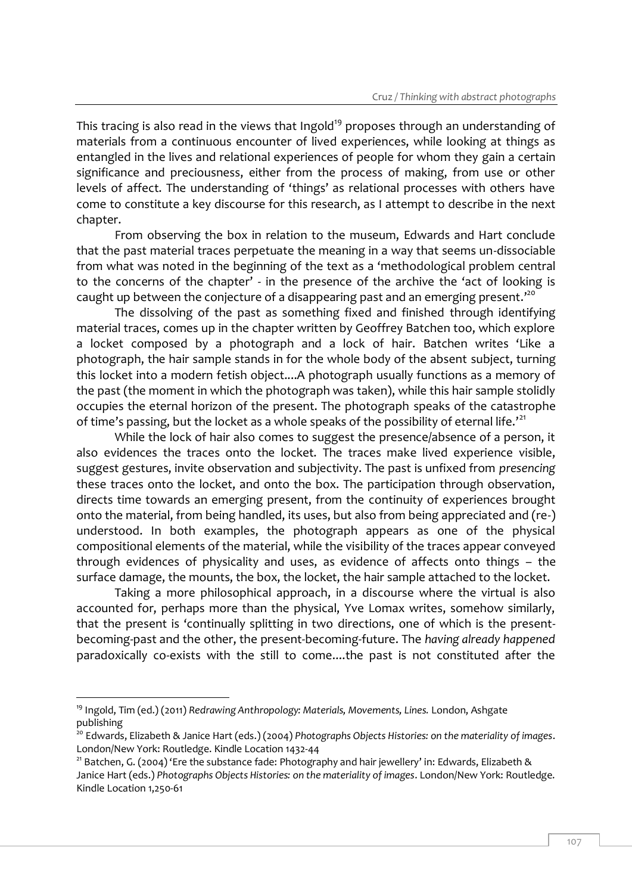This tracing is also read in the views that Ingold[19] proposes through an understanding of materials from a continuous encounter of lived experiences, while looking at things as entangled in the lives and relational experiences of people for whom they gain a certain significance and preciousness, either from the process of making, from use or other levels of affect. The understanding of 'things' as relational processes with others have come to constitute a key discourse for this research, as I attempt to describe in the next chapter.

From observing the box in relation to the museum, Edwards and Hart conclude that the past material traces perpetuate the meaning in a way that seems un-dissociable from what was noted in the beginning of the text as a 'methodological problem central to the concerns of the chapter' - in the presence of the archive the 'act of looking is caught up between the conjecture of a disappearing past and an emerging present.'[20]

The dissolving of the past as something fixed and finished through identifying material traces, comes up in the chapter written by Geoffrey Batchen too, which explore a locket composed by a photograph and a lock of hair. Batchen writes 'Like a photograph, the hair sample stands in for the whole body of the absent subject, turning this locket into a modern fetish object....A photograph usually functions as a memory of the past (the moment in which the photograph was taken), while this hair sample stolidly occupies the eternal horizon of the present. The photograph speaks of the catastrophe of time's passing, but the locket as a whole speaks of the possibility of eternal life.'[21]

While the lock of hair also comes to suggest the presence/absence of a person, it also evidences the traces onto the locket. The traces make lived experience visible, suggest gestures, invite observation and subjectivity. The past is unfixed from *presencing* these traces onto the locket, and onto the box. The participation through observation, directs time towards an emerging present, from the continuity of experiences brought onto the material, from being handled, its uses, but also from being appreciated and (re-) understood. In both examples, the photograph appears as one of the physical compositional elements of the material, while the visibility of the traces appear conveyed through evidences of physicality and uses, as evidence of affects onto things – the surface damage, the mounts, the box, the locket, the hair sample attached to the locket.

Taking a more philosophical approach, in a discourse where the virtual is also accounted for, perhaps more than the physical, Yve Lomax writes, somehow similarly, that the present is 'continually splitting in two directions, one of which is the present-becoming-past and the other, the present-becoming-future. The *having already happened* paradoxically co-exists with the still to come....the past is not constituted after the

---

[19] Ingold, Tim (ed.) (2011) *Redrawing Anthropology: Materials, Movements, Lines.* London, Ashgate publishing

[20] Edwards, Elizabeth & Janice Hart (eds.) (2004) *Photographs Objects Histories: on the materiality of images*. London/New York: Routledge. Kindle Location 1432-44

[21] Batchen, G. (2004) 'Ere the substance fade: Photography and hair jewellery' in: Edwards, Elizabeth & Janice Hart (eds.) *Photographs Objects Histories: on the materiality of images*. London/New York: Routledge. Kindle Location 1,250-61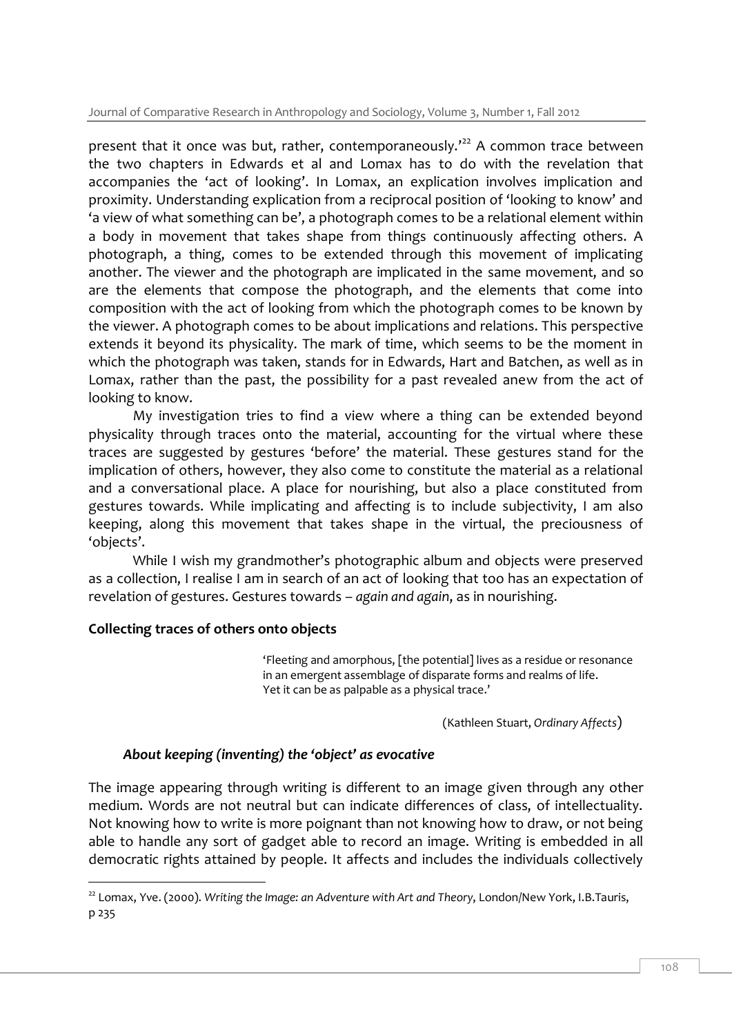present that it once was but, rather, contemporaneously.'[22] A common trace between the two chapters in Edwards et al and Lomax has to do with the revelation that accompanies the 'act of looking'. In Lomax, an explication involves implication and proximity. Understanding explication from a reciprocal position of 'looking to know' and 'a view of what something can be', a photograph comes to be a relational element within a body in movement that takes shape from things continuously affecting others. A photograph, a thing, comes to be extended through this movement of implicating another. The viewer and the photograph are implicated in the same movement, and so are the elements that compose the photograph, and the elements that come into composition with the act of looking from which the photograph comes to be known by the viewer. A photograph comes to be about implications and relations. This perspective extends it beyond its physicality. The mark of time, which seems to be the moment in which the photograph was taken, stands for in Edwards, Hart and Batchen, as well as in Lomax, rather than the past, the possibility for a past revealed anew from the act of looking to know.

My investigation tries to find a view where a thing can be extended beyond physicality through traces onto the material, accounting for the virtual where these traces are suggested by gestures 'before' the material. These gestures stand for the implication of others, however, they also come to constitute the material as a relational and a conversational place. A place for nourishing, but also a place constituted from gestures towards. While implicating and affecting is to include subjectivity, I am also keeping, along this movement that takes shape in the virtual, the preciousness of 'objects'.

While I wish my grandmother's photographic album and objects were preserved as a collection, I realise I am in search of an act of looking that too has an expectation of revelation of gestures. Gestures towards – *again and again*, as in nourishing.

## Collecting traces of others onto objects

> 'Fleeting and amorphous, [the potential] lives as a residue or resonance in an emergent assemblage of disparate forms and realms of life. Yet it can be as palpable as a physical trace.'
>
> (Kathleen Stuart, *Ordinary Affects*)

### *About keeping (inventing) the 'object' as evocative*

The image appearing through writing is different to an image given through any other medium. Words are not neutral but can indicate differences of class, of intellectuality. Not knowing how to write is more poignant than not knowing how to draw, or not being able to handle any sort of gadget able to record an image. Writing is embedded in all democratic rights attained by people. It affects and includes the individuals collectively

---

[22] Lomax, Yve. (2000). *Writing the Image: an Adventure with Art and Theory*, London/New York, I.B.Tauris, p 235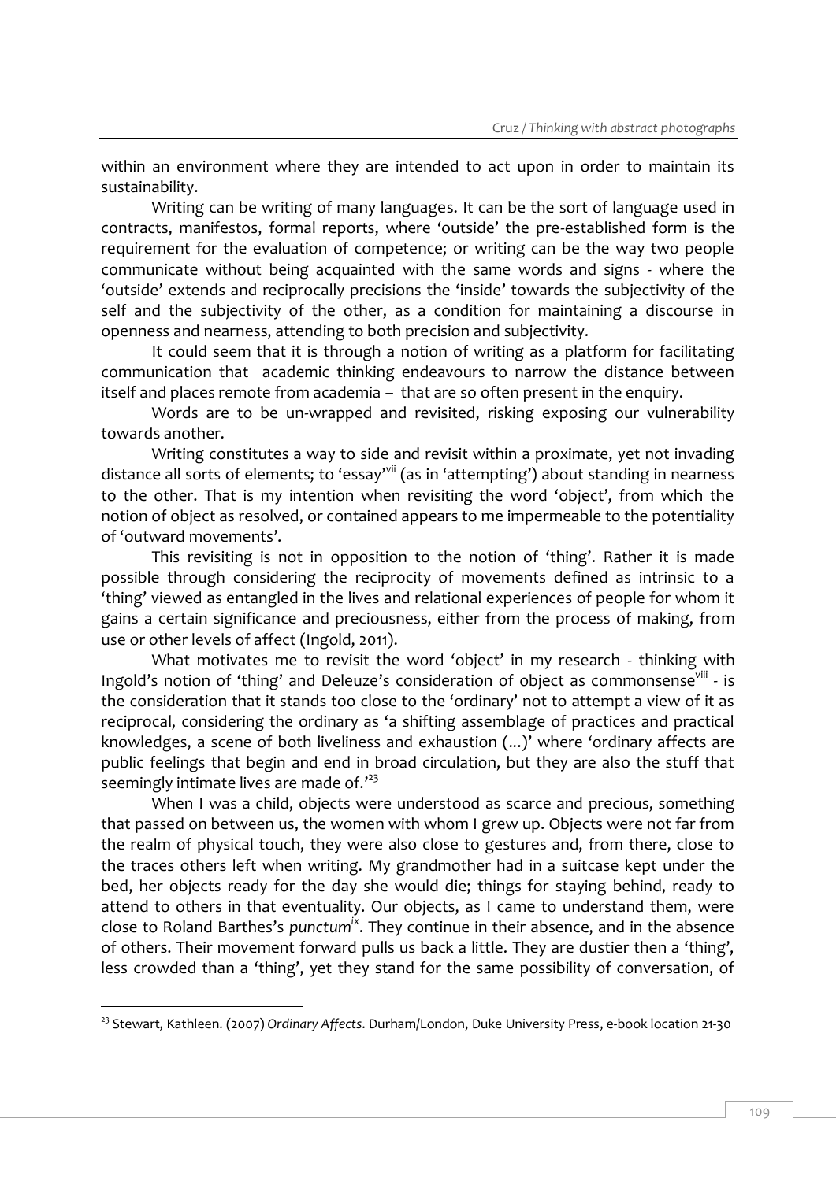within an environment where they are intended to act upon in order to maintain its sustainability.

Writing can be writing of many languages. It can be the sort of language used in contracts, manifestos, formal reports, where 'outside' the pre-established form is the requirement for the evaluation of competence; or writing can be the way two people communicate without being acquainted with the same words and signs - where the 'outside' extends and reciprocally precisions the 'inside' towards the subjectivity of the self and the subjectivity of the other, as a condition for maintaining a discourse in openness and nearness, attending to both precision and subjectivity.

It could seem that it is through a notion of writing as a platform for facilitating communication that academic thinking endeavours to narrow the distance between itself and places remote from academia – that are so often present in the enquiry.

Words are to be un-wrapped and revisited, risking exposing our vulnerability towards another.

Writing constitutes a way to side and revisit within a proximate, yet not invading distance all sorts of elements; to 'essay'[vii] (as in 'attempting') about standing in nearness to the other. That is my intention when revisiting the word 'object', from which the notion of object as resolved, or contained appears to me impermeable to the potentiality of 'outward movements'.

This revisiting is not in opposition to the notion of 'thing'. Rather it is made possible through considering the reciprocity of movements defined as intrinsic to a 'thing' viewed as entangled in the lives and relational experiences of people for whom it gains a certain significance and preciousness, either from the process of making, from use or other levels of affect (Ingold, 2011).

What motivates me to revisit the word 'object' in my research - thinking with Ingold's notion of 'thing' and Deleuze's consideration of object as commonsense[viii] - is the consideration that it stands too close to the 'ordinary' not to attempt a view of it as reciprocal, considering the ordinary as 'a shifting assemblage of practices and practical knowledges, a scene of both liveliness and exhaustion (...)' where 'ordinary affects are public feelings that begin and end in broad circulation, but they are also the stuff that seemingly intimate lives are made of.'[23]

When I was a child, objects were understood as scarce and precious, something that passed on between us, the women with whom I grew up. Objects were not far from the realm of physical touch, they were also close to gestures and, from there, close to the traces others left when writing. My grandmother had in a suitcase kept under the bed, her objects ready for the day she would die; things for staying behind, ready to attend to others in that eventuality. Our objects, as I came to understand them, were close to Roland Barthes's *punctum*[ix]. They continue in their absence, and in the absence of others. Their movement forward pulls us back a little. They are dustier then a 'thing', less crowded than a 'thing', yet they stand for the same possibility of conversation, of

[23] Stewart, Kathleen. (2007) *Ordinary Affects*. Durham/London, Duke University Press, e-book location 21-30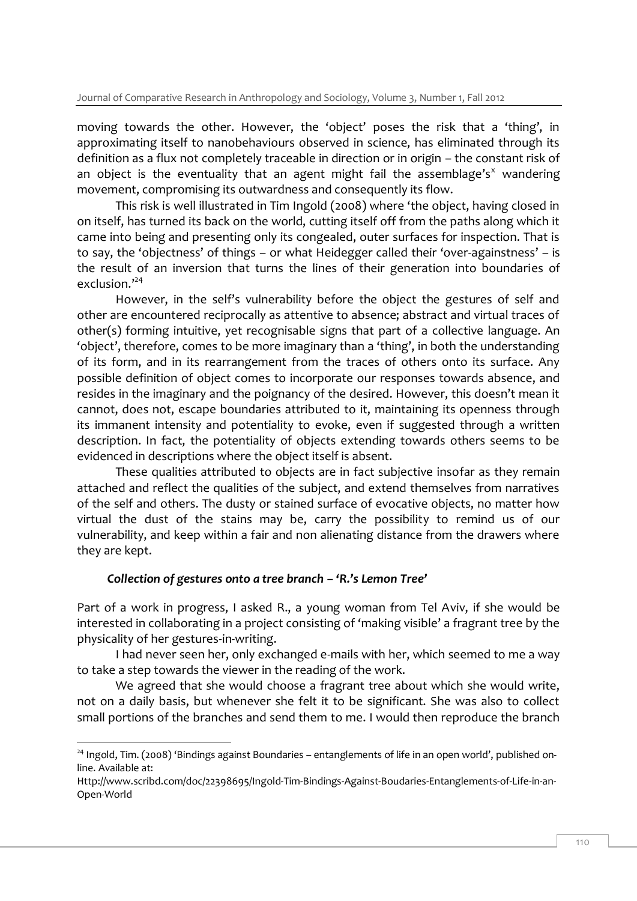moving towards the other. However, the 'object' poses the risk that a 'thing', in approximating itself to nanobehaviours observed in science, has eliminated through its definition as a flux not completely traceable in direction or in origin – the constant risk of an object is the eventuality that an agent might fail the assemblage's[x] wandering movement, compromising its outwardness and consequently its flow.

This risk is well illustrated in Tim Ingold (2008) where 'the object, having closed in on itself, has turned its back on the world, cutting itself off from the paths along which it came into being and presenting only its congealed, outer surfaces for inspection. That is to say, the 'objectness' of things – or what Heidegger called their 'over-againstness' – is the result of an inversion that turns the lines of their generation into boundaries of exclusion.'[24]

However, in the self's vulnerability before the object the gestures of self and other are encountered reciprocally as attentive to absence; abstract and virtual traces of other(s) forming intuitive, yet recognisable signs that part of a collective language. An 'object', therefore, comes to be more imaginary than a 'thing', in both the understanding of its form, and in its rearrangement from the traces of others onto its surface. Any possible definition of object comes to incorporate our responses towards absence, and resides in the imaginary and the poignancy of the desired. However, this doesn't mean it cannot, does not, escape boundaries attributed to it, maintaining its openness through its immanent intensity and potentiality to evoke, even if suggested through a written description. In fact, the potentiality of objects extending towards others seems to be evidenced in descriptions where the object itself is absent.

These qualities attributed to objects are in fact subjective insofar as they remain attached and reflect the qualities of the subject, and extend themselves from narratives of the self and others. The dusty or stained surface of evocative objects, no matter how virtual the dust of the stains may be, carry the possibility to remind us of our vulnerability, and keep within a fair and non alienating distance from the drawers where they are kept.

### *Collection of gestures onto a tree branch – 'R.'s Lemon Tree'*

Part of a work in progress, I asked R., a young woman from Tel Aviv, if she would be interested in collaborating in a project consisting of 'making visible' a fragrant tree by the physicality of her gestures-in-writing.

I had never seen her, only exchanged e-mails with her, which seemed to me a way to take a step towards the viewer in the reading of the work.

We agreed that she would choose a fragrant tree about which she would write, not on a daily basis, but whenever she felt it to be significant. She was also to collect small portions of the branches and send them to me. I would then reproduce the branch

---

[24] Ingold, Tim. (2008) 'Bindings against Boundaries – entanglements of life in an open world', published on-line. Available at: Http://www.scribd.com/doc/22398695/Ingold-Tim-Bindings-Against-Boudaries-Entanglements-of-Life-in-an-Open-World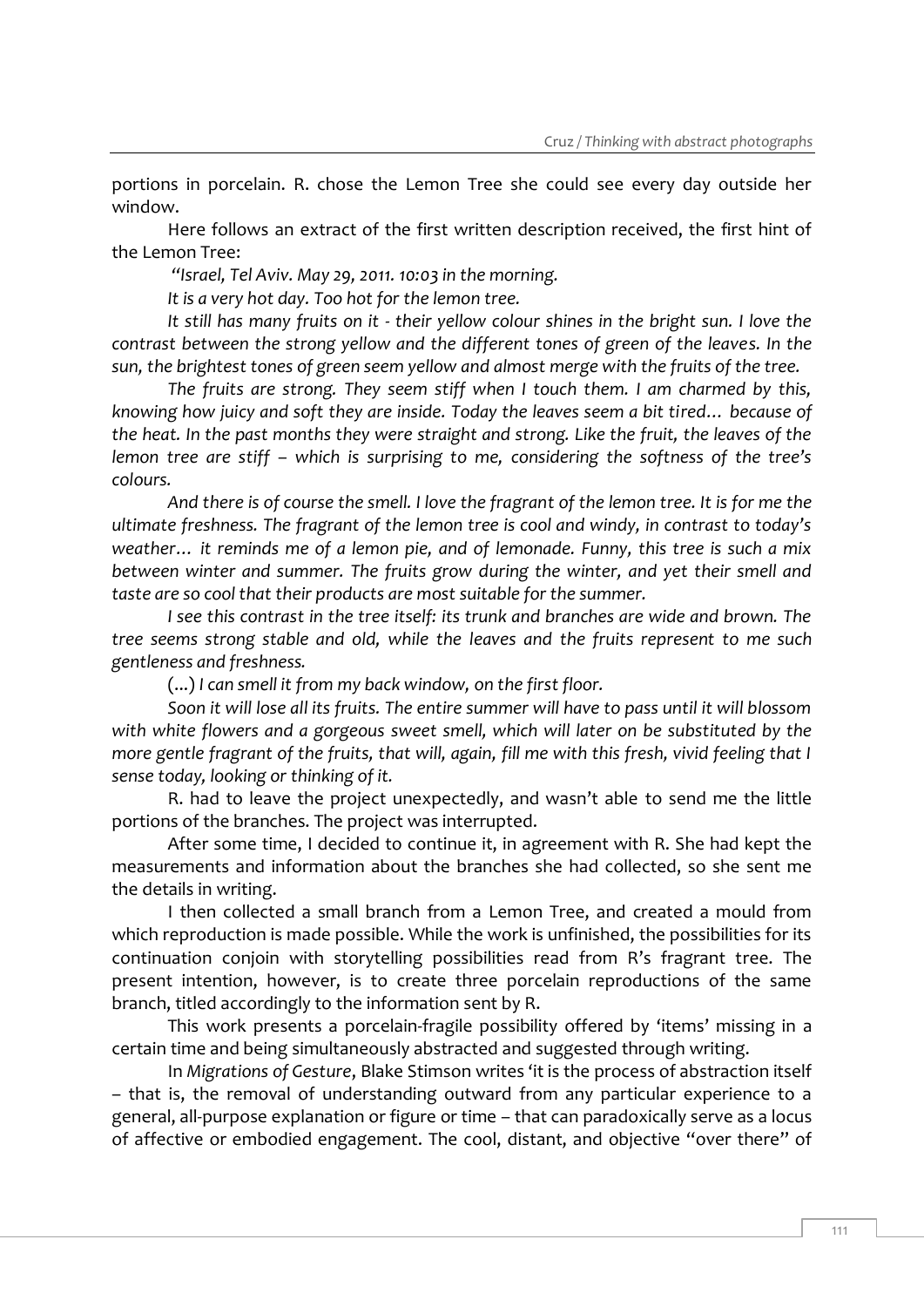portions in porcelain. R. chose the Lemon Tree she could see every day outside her window.

Here follows an extract of the first written description received, the first hint of the Lemon Tree:

*"Israel, Tel Aviv. May 29, 2011. 10:03 in the morning.*

*It is a very hot day. Too hot for the lemon tree.*

*It still has many fruits on it - their yellow colour shines in the bright sun. I love the contrast between the strong yellow and the different tones of green of the leaves. In the sun, the brightest tones of green seem yellow and almost merge with the fruits of the tree.*

*The fruits are strong. They seem stiff when I touch them. I am charmed by this, knowing how juicy and soft they are inside. Today the leaves seem a bit tired… because of the heat. In the past months they were straight and strong. Like the fruit, the leaves of the lemon tree are stiff – which is surprising to me, considering the softness of the tree's colours.*

*And there is of course the smell. I love the fragrant of the lemon tree. It is for me the ultimate freshness. The fragrant of the lemon tree is cool and windy, in contrast to today's weather… it reminds me of a lemon pie, and of lemonade. Funny, this tree is such a mix between winter and summer. The fruits grow during the winter, and yet their smell and taste are so cool that their products are most suitable for the summer.*

*I see this contrast in the tree itself: its trunk and branches are wide and brown. The tree seems strong stable and old, while the leaves and the fruits represent to me such gentleness and freshness.*

(...) *I can smell it from my back window, on the first floor.*

*Soon it will lose all its fruits. The entire summer will have to pass until it will blossom with white flowers and a gorgeous sweet smell, which will later on be substituted by the more gentle fragrant of the fruits, that will, again, fill me with this fresh, vivid feeling that I sense today, looking or thinking of it.*

R. had to leave the project unexpectedly, and wasn't able to send me the little portions of the branches. The project was interrupted.

After some time, I decided to continue it, in agreement with R. She had kept the measurements and information about the branches she had collected, so she sent me the details in writing.

I then collected a small branch from a Lemon Tree, and created a mould from which reproduction is made possible. While the work is unfinished, the possibilities for its continuation conjoin with storytelling possibilities read from R's fragrant tree. The present intention, however, is to create three porcelain reproductions of the same branch, titled accordingly to the information sent by R.

This work presents a porcelain-fragile possibility offered by 'items' missing in a certain time and being simultaneously abstracted and suggested through writing.

In *Migrations of Gesture*, Blake Stimson writes 'it is the process of abstraction itself – that is, the removal of understanding outward from any particular experience to a general, all-purpose explanation or figure or time – that can paradoxically serve as a locus of affective or embodied engagement. The cool, distant, and objective "over there" of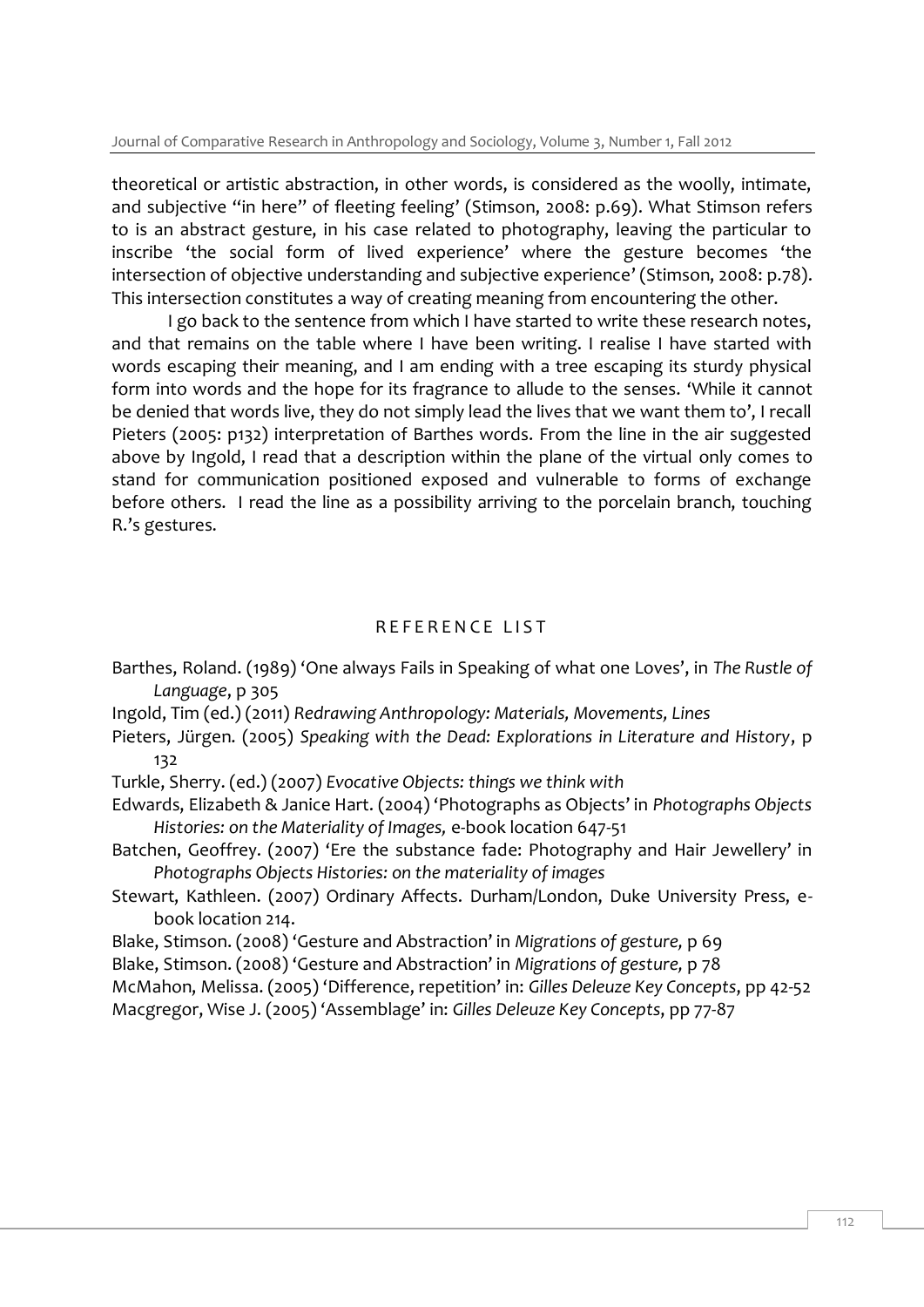theoretical or artistic abstraction, in other words, is considered as the woolly, intimate, and subjective "in here" of fleeting feeling' (Stimson, 2008: p.69). What Stimson refers to is an abstract gesture, in his case related to photography, leaving the particular to inscribe 'the social form of lived experience' where the gesture becomes 'the intersection of objective understanding and subjective experience' (Stimson, 2008: p.78). This intersection constitutes a way of creating meaning from encountering the other.

I go back to the sentence from which I have started to write these research notes, and that remains on the table where I have been writing. I realise I have started with words escaping their meaning, and I am ending with a tree escaping its sturdy physical form into words and the hope for its fragrance to allude to the senses. 'While it cannot be denied that words live, they do not simply lead the lives that we want them to', I recall Pieters (2005: p132) interpretation of Barthes words. From the line in the air suggested above by Ingold, I read that a description within the plane of the virtual only comes to stand for communication positioned exposed and vulnerable to forms of exchange before others. I read the line as a possibility arriving to the porcelain branch, touching R.'s gestures.

## REFERENCE LIST

Barthes, Roland. (1989) 'One always Fails in Speaking of what one Loves', in *The Rustle of Language*, p 305

Ingold, Tim (ed.) (2011) *Redrawing Anthropology: Materials, Movements, Lines*

Pieters, Jürgen. (2005) *Speaking with the Dead: Explorations in Literature and History*, p 132

Turkle, Sherry. (ed.) (2007) *Evocative Objects: things we think with*

Edwards, Elizabeth & Janice Hart. (2004) 'Photographs as Objects' in *Photographs Objects Histories: on the Materiality of Images,* e-book location 647-51

Batchen, Geoffrey. (2007) 'Ere the substance fade: Photography and Hair Jewellery' in *Photographs Objects Histories: on the materiality of images*

Stewart, Kathleen. (2007) Ordinary Affects. Durham/London, Duke University Press, e-book location 214.

Blake, Stimson. (2008) 'Gesture and Abstraction' in *Migrations of gesture,* p 69

Blake, Stimson. (2008) 'Gesture and Abstraction' in *Migrations of gesture,* p 78

McMahon, Melissa. (2005) 'Difference, repetition' in: *Gilles Deleuze Key Concepts*, pp 42-52

Macgregor, Wise J. (2005) 'Assemblage' in: *Gilles Deleuze Key Concepts*, pp 77-87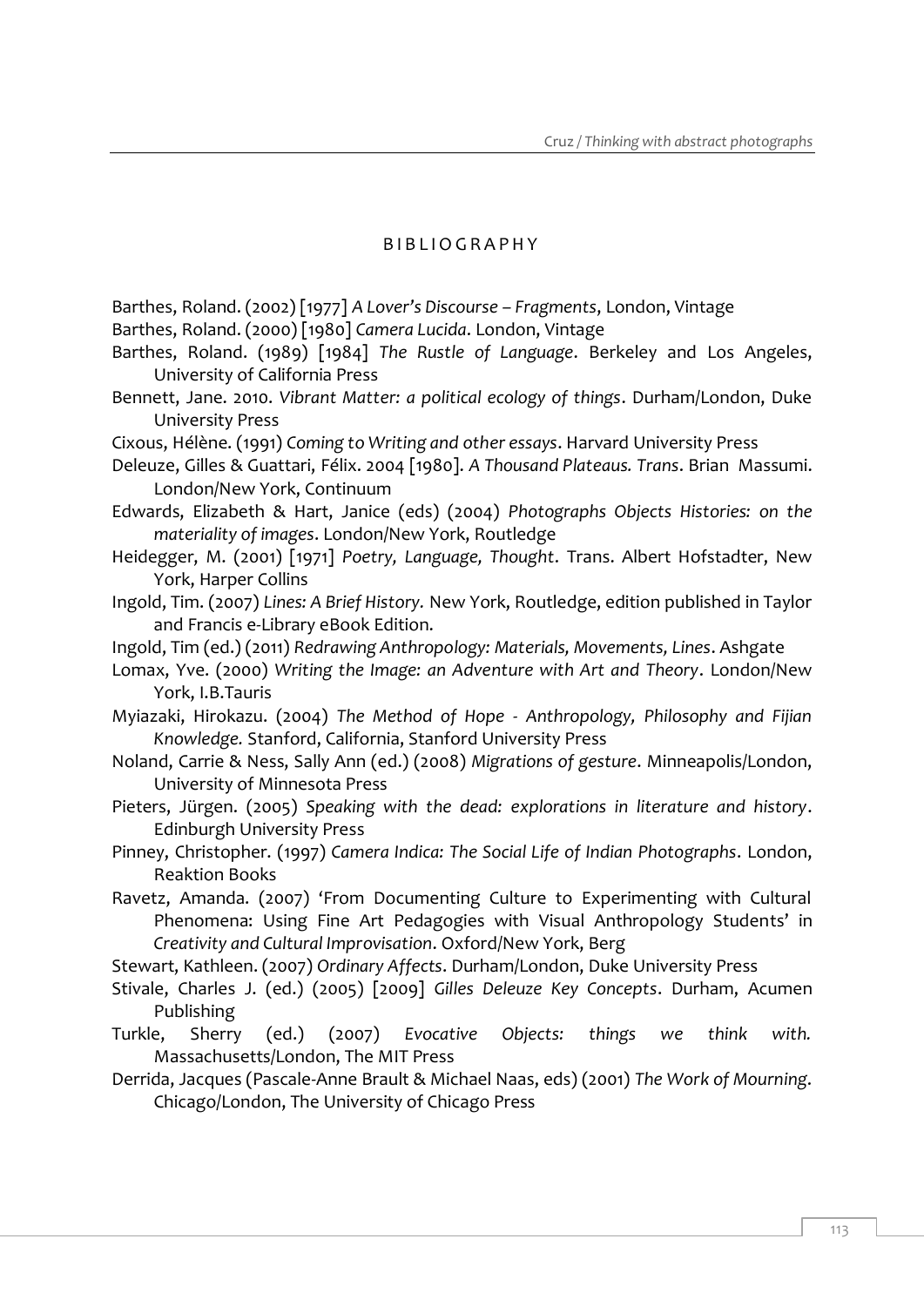## BIBLIOGRAPHY

Barthes, Roland. (2002) [1977] *A Lover's Discourse – Fragments*, London, Vintage

Barthes, Roland. (2000) [1980] *Camera Lucida*. London, Vintage

Barthes, Roland. (1989) [1984] *The Rustle of Language*. Berkeley and Los Angeles, University of California Press

Bennett, Jane. 2010. *Vibrant Matter: a political ecology of things*. Durham/London, Duke University Press

Cixous, Hélène. (1991) *Coming to Writing and other essays*. Harvard University Press

Deleuze, Gilles & Guattari, Félix. 2004 [1980]. *A Thousand Plateaus. Trans*. Brian Massumi. London/New York, Continuum

Edwards, Elizabeth & Hart, Janice (eds) (2004) *Photographs Objects Histories: on the materiality of images*. London/New York, Routledge

Heidegger, M. (2001) [1971] *Poetry, Language, Thought*. Trans. Albert Hofstadter, New York, Harper Collins

Ingold, Tim. (2007) *Lines: A Brief History.* New York, Routledge, edition published in Taylor and Francis e-Library eBook Edition.

Ingold, Tim (ed.) (2011) *Redrawing Anthropology: Materials, Movements, Lines*. Ashgate

Lomax, Yve. (2000) *Writing the Image: an Adventure with Art and Theory*. London/New York, I.B.Tauris

Myiazaki, Hirokazu. (2004) *The Method of Hope - Anthropology, Philosophy and Fijian Knowledge.* Stanford, California, Stanford University Press

Noland, Carrie & Ness, Sally Ann (ed.) (2008) *Migrations of gesture*. Minneapolis/London, University of Minnesota Press

Pieters, Jürgen. (2005) *Speaking with the dead: explorations in literature and history*. Edinburgh University Press

Pinney, Christopher. (1997) *Camera Indica: The Social Life of Indian Photographs*. London, Reaktion Books

Ravetz, Amanda. (2007) 'From Documenting Culture to Experimenting with Cultural Phenomena: Using Fine Art Pedagogies with Visual Anthropology Students' in *Creativity and Cultural Improvisation*. Oxford/New York, Berg

Stewart, Kathleen. (2007) *Ordinary Affects*. Durham/London, Duke University Press

Stivale, Charles J. (ed.) (2005) [2009] *Gilles Deleuze Key Concepts*. Durham, Acumen Publishing

Turkle, Sherry (ed.) (2007) *Evocative Objects: things we think with.* Massachusetts/London, The MIT Press

Derrida, Jacques (Pascale-Anne Brault & Michael Naas, eds) (2001) *The Work of Mourning*. Chicago/London, The University of Chicago Press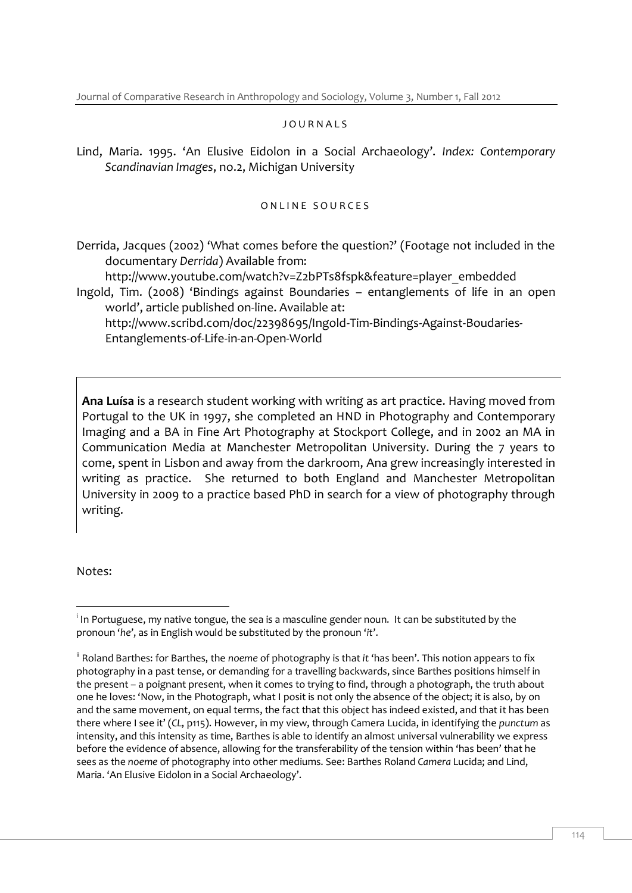JOURNALS

Lind, Maria. 1995. 'An Elusive Eidolon in a Social Archaeology'. *Index: Contemporary Scandinavian Images*, no.2, Michigan University

ONLINE SOURCES

Derrida, Jacques (2002) 'What comes before the question?' (Footage not included in the documentary *Derrida*) Available from: http://www.youtube.com/watch?v=Z2bPTs8fspk&feature=player_embedded

Ingold, Tim. (2008) 'Bindings against Boundaries – entanglements of life in an open world', article published on-line. Available at: http://www.scribd.com/doc/22398695/Ingold-Tim-Bindings-Against-Boudaries-Entanglements-of-Life-in-an-Open-World

---

**Ana Luísa** is a research student working with writing as art practice. Having moved from Portugal to the UK in 1997, she completed an HND in Photography and Contemporary Imaging and a BA in Fine Art Photography at Stockport College, and in 2002 an MA in Communication Media at Manchester Metropolitan University. During the 7 years to come, spent in Lisbon and away from the darkroom, Ana grew increasingly interested in writing as practice. She returned to both England and Manchester Metropolitan University in 2009 to a practice based PhD in search for a view of photography through writing.

---

Notes:

[i] In Portuguese, my native tongue, the sea is a masculine gender noun. It can be substituted by the pronoun '*he*', as in English would be substituted by the pronoun '*it*'.

[ii] Roland Barthes: for Barthes, the *noeme* of photography is that *it* 'has been'. This notion appears to fix photography in a past tense, or demanding for a travelling backwards, since Barthes positions himself in the present – a poignant present, when it comes to trying to find, through a photograph, the truth about one he loves: 'Now, in the Photograph, what I posit is not only the absence of the object; it is also, by on and the same movement, on equal terms, the fact that this object has indeed existed, and that it has been there where I see it' (*CL*, p115). However, in my view, through Camera Lucida, in identifying the *punctum* as intensity, and this intensity as time, Barthes is able to identify an almost universal vulnerability we express before the evidence of absence, allowing for the transferability of the tension within 'has been' that he sees as the *noeme* of photography into other mediums. See: Barthes Roland *Camera* Lucida; and Lind, Maria. 'An Elusive Eidolon in a Social Archaeology'.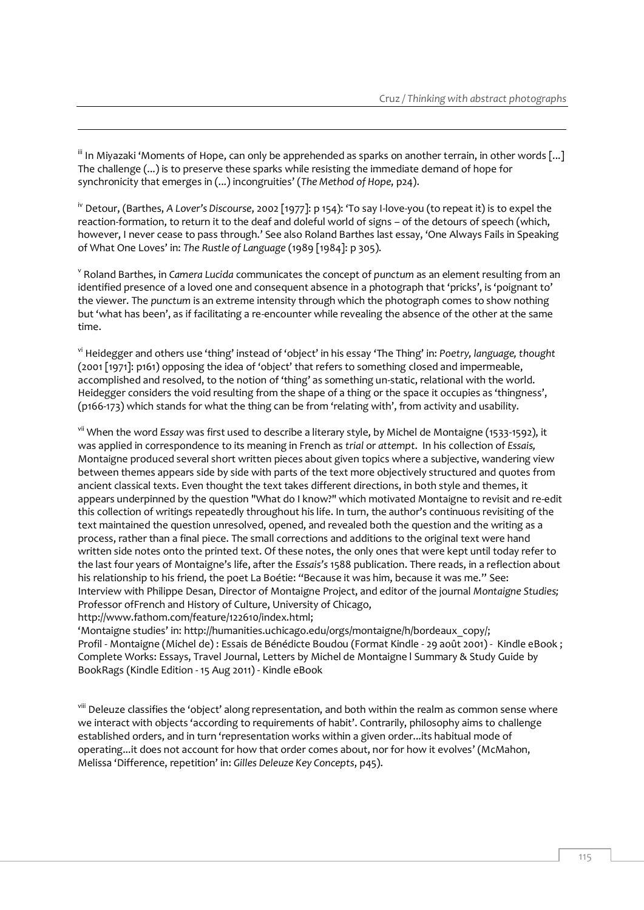[iii] In Miyazaki 'Moments of Hope, can only be apprehended as sparks on another terrain, in other words [...] The challenge (...) is to preserve these sparks while resisting the immediate demand of hope for synchronicity that emerges in (...) incongruities' (*The Method of Hope*, p24).

[iv] Detour, (Barthes, *A Lover's Discourse*, 2002 [1977]: p 154): 'To say I-love-you (to repeat it) is to expel the reaction-formation, to return it to the deaf and doleful world of signs – of the detours of speech (which, however, I never cease to pass through.' See also Roland Barthes last essay, 'One Always Fails in Speaking of What One Loves' in: *The Rustle of Language* (1989 [1984]: p 305).

[v] Roland Barthes, in *Camera Lucida* communicates the concept of *punctum* as an element resulting from an identified presence of a loved one and consequent absence in a photograph that 'pricks', is 'poignant to' the viewer. The *punctum* is an extreme intensity through which the photograph comes to show nothing but 'what has been', as if facilitating a re-encounter while revealing the absence of the other at the same time.

[vi] Heidegger and others use 'thing' instead of 'object' in his essay 'The Thing' in: *Poetry, language, thought* (2001 [1971]: p161) opposing the idea of 'object' that refers to something closed and impermeable, accomplished and resolved, to the notion of 'thing' as something un-static, relational with the world. Heidegger considers the void resulting from the shape of a thing or the space it occupies as 'thingness', (p166-173) which stands for what the thing can be from 'relating with', from activity and usability.

[vii] When the word *Essay* was first used to describe a literary style, by Michel de Montaigne (1533-1592), it was applied in correspondence to its meaning in French as *trial* or *attempt*. In his collection of *Essais,* Montaigne produced several short written pieces about given topics where a subjective, wandering view between themes appears side by side with parts of the text more objectively structured and quotes from ancient classical texts. Even thought the text takes different directions, in both style and themes, it appears underpinned by the question "What do I know?" which motivated Montaigne to revisit and re-edit this collection of writings repeatedly throughout his life. In turn, the author's continuous revisiting of the text maintained the question unresolved, opened, and revealed both the question and the writing as a process, rather than a final piece. The small corrections and additions to the original text were hand written side notes onto the printed text. Of these notes, the only ones that were kept until today refer to the last four years of Montaigne's life, after the *Essais's* 1588 publication. There reads, in a reflection about his relationship to his friend, the poet La Boétie: "Because it was him, because it was me." See: Interview with Philippe Desan, Director of Montaigne Project, and editor of the journal *Montaigne Studies;* Professor ofFrench and History of Culture, University of Chicago, http://www.fathom.com/feature/122610/index.html;
'Montaigne studies' in: http://humanities.uchicago.edu/orgs/montaigne/h/bordeaux_copy/;
Profil - Montaigne (Michel de) : Essais de Bénédicte Boudou (Format Kindle - 29 août 2001) - Kindle eBook ; Complete Works: Essays, Travel Journal, Letters by Michel de Montaigne l Summary & Study Guide by BookRags (Kindle Edition - 15 Aug 2011) - Kindle eBook

[viii] Deleuze classifies the 'object' along representation, and both within the realm as common sense where we interact with objects 'according to requirements of habit'. Contrarily, philosophy aims to challenge established orders, and in turn 'representation works within a given order...its habitual mode of operating...it does not account for how that order comes about, nor for how it evolves' (McMahon, Melissa 'Difference, repetition' in: *Gilles Deleuze Key Concepts*, p45).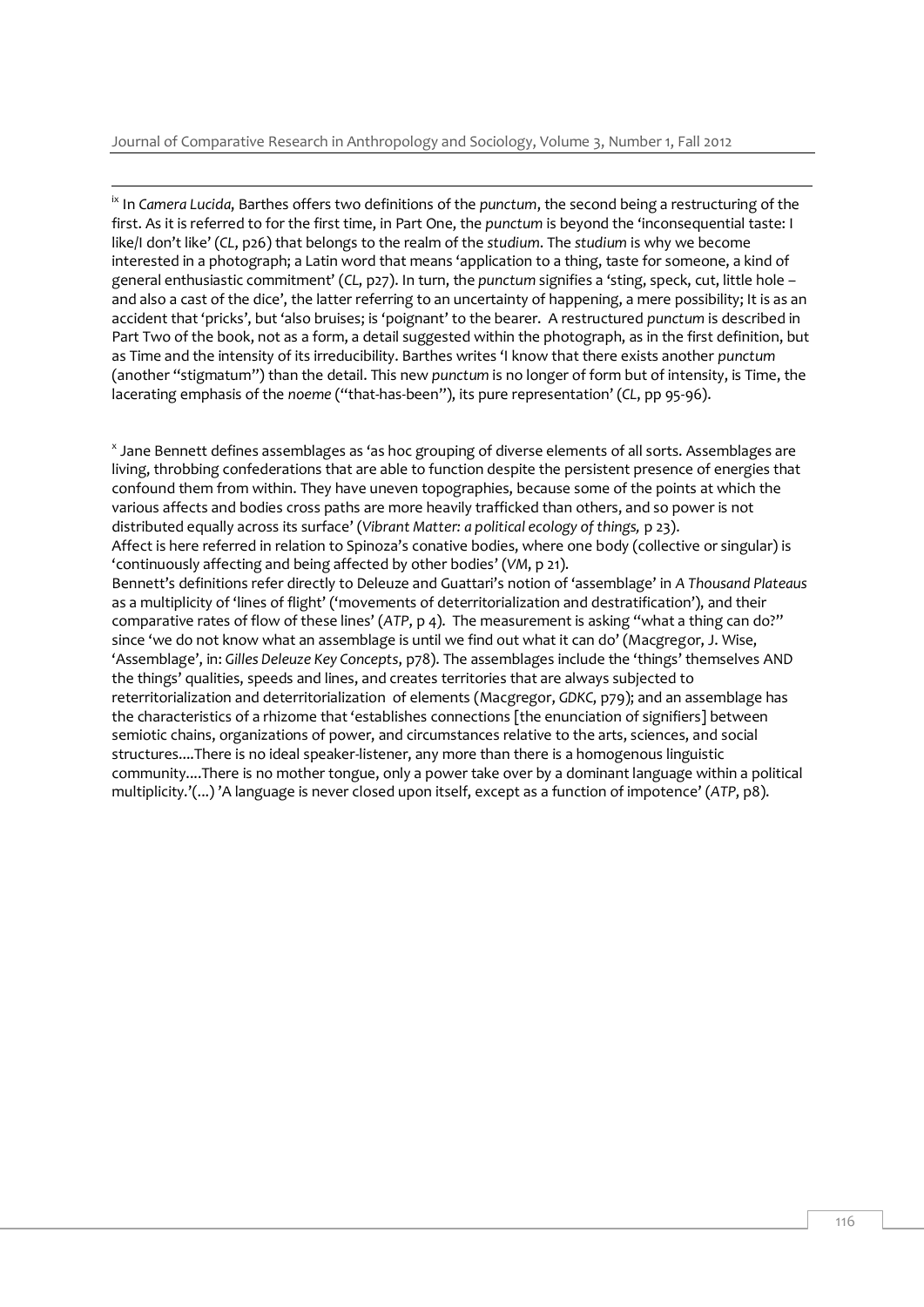[ix] In *Camera Lucida*, Barthes offers two definitions of the *punctum*, the second being a restructuring of the first. As it is referred to for the first time, in Part One, the *punctum* is beyond the 'inconsequential taste: I like/I don't like' (*CL*, p26) that belongs to the realm of the *studium*. The *studium* is why we become interested in a photograph; a Latin word that means 'application to a thing, taste for someone, a kind of general enthusiastic commitment' (*CL*, p27). In turn, the *punctum* signifies a 'sting, speck, cut, little hole – and also a cast of the dice', the latter referring to an uncertainty of happening, a mere possibility; It is as an accident that 'pricks', but 'also bruises; is 'poignant' to the bearer. A restructured *punctum* is described in Part Two of the book, not as a form, a detail suggested within the photograph, as in the first definition, but as Time and the intensity of its irreducibility. Barthes writes 'I know that there exists another *punctum* (another "stigmatum") than the detail. This new *punctum* is no longer of form but of intensity, is Time, the lacerating emphasis of the *noeme* ("that-has-been"), its pure representation' (*CL*, pp 95-96).

[x] Jane Bennett defines assemblages as 'as hoc grouping of diverse elements of all sorts. Assemblages are living, throbbing confederations that are able to function despite the persistent presence of energies that confound them from within. They have uneven topographies, because some of the points at which the various affects and bodies cross paths are more heavily trafficked than others, and so power is not distributed equally across its surface' (*Vibrant Matter: a political ecology of things,* p 23).
Affect is here referred in relation to Spinoza's conative bodies, where one body (collective or singular) is 'continuously affecting and being affected by other bodies' (*VM*, p 21).
Bennett's definitions refer directly to Deleuze and Guattari's notion of 'assemblage' in *A Thousand Plateaus* as a multiplicity of 'lines of flight' ('movements of deterritorialization and destratification'), and their comparative rates of flow of these lines' (*ATP*, p 4). The measurement is asking "what a thing can do?" since 'we do not know what an assemblage is until we find out what it can do' (Macgregor, J. Wise, 'Assemblage', in: *Gilles Deleuze Key Concepts*, p78). The assemblages include the 'things' themselves AND the things' qualities, speeds and lines, and creates territories that are always subjected to reterritorialization and deterritorialization of elements (Macgregor, *GDKC*, p79); and an assemblage has the characteristics of a rhizome that 'establishes connections [the enunciation of signifiers] between semiotic chains, organizations of power, and circumstances relative to the arts, sciences, and social structures....There is no ideal speaker-listener, any more than there is a homogenous linguistic community....There is no mother tongue, only a power take over by a dominant language within a political multiplicity.'(...) 'A language is never closed upon itself, except as a function of impotence' (*ATP*, p8).